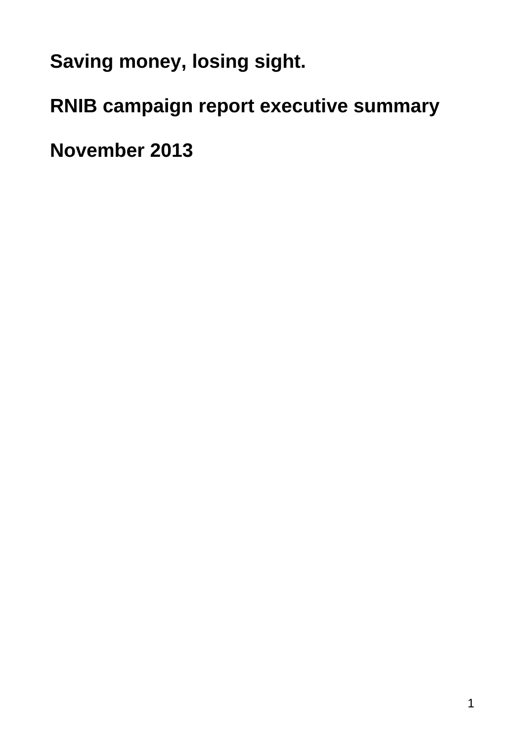# Saving money, losing sight.

## RNIB campaign report executive summary

## November 2013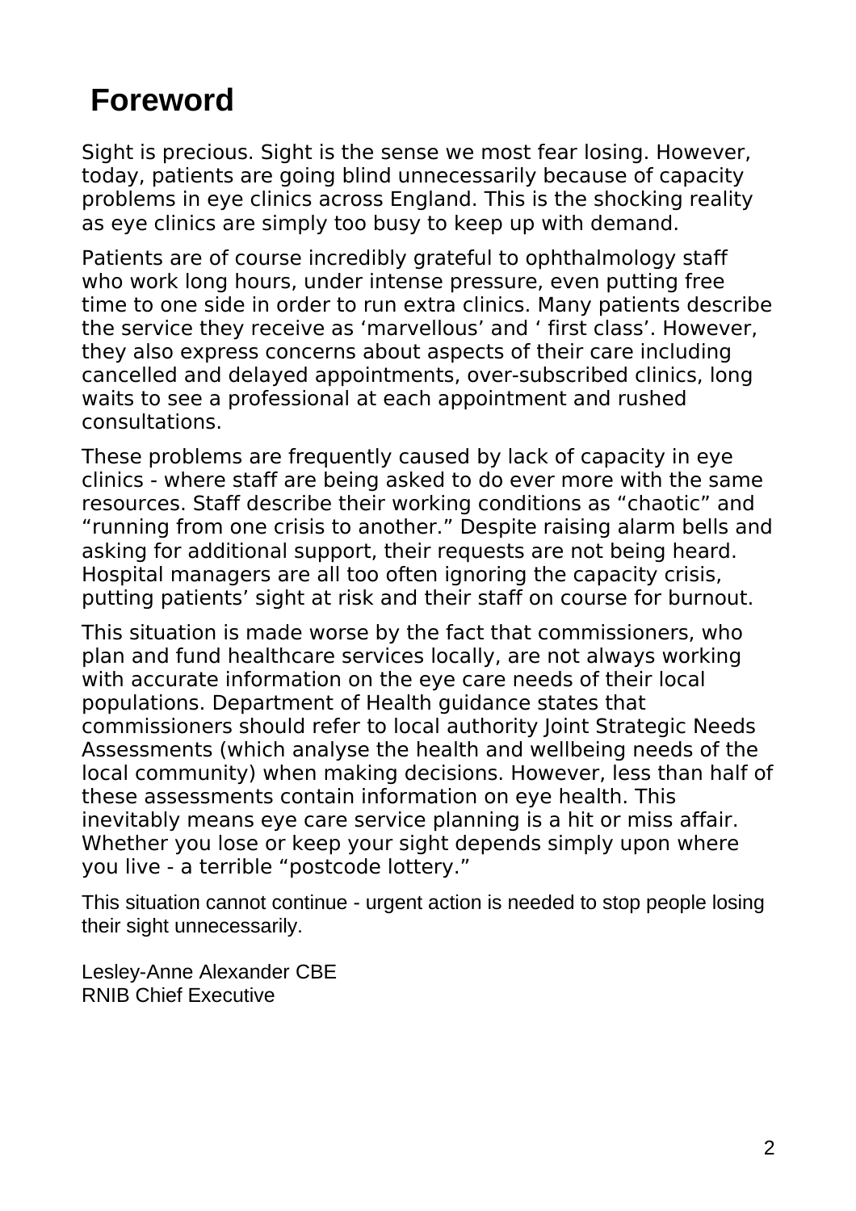# Foreword

Sight is precious. Sight is the sense we most fear losing. However, today, patients are going blind unnecessarily because of capacity problems in eye clinics across England. This is the shocking reality as eye clinics are simply too busy to keep up with demand.

Patients are of course incredibly grateful to ophthalmology staff who work long hours, under intense pressure, even putting free time to one side in order to run extra clinics. Many patients describe the service they receive as 'marvellous' and ' first class'. However, they also express concerns about aspects of their care including cancelled and delayed appointments, over-subscribed clinics, long waits to see a professional at each appointment and rushed consultations.

These problems are frequently caused by lack of capacity in eye clinics - where staff are being asked to do ever more with the same resources. Staff describe their working conditions as "chaotic" and "running from one crisis to another." Despite raising alarm bells and asking for additional support, their requests are not being heard. Hospital managers are all too often ignoring the capacity crisis, putting patients' sight at risk and their staff on course for burnout.

This situation is made worse by the fact that commissioners, who plan and fund healthcare services locally, are not always working with accurate information on the eye care needs of their local populations. Department of Health guidance states that commissioners should refer to local authority Joint Strategic Needs Assessments (which analyse the health and wellbeing needs of the local community) when making decisions. However, less than half of these assessments contain information on eye health. This inevitably means eye care service planning is a hit or miss affair. Whether you lose or keep your sight depends simply upon where you live - a terrible "postcode lottery."

This situation cannot continue - urgent action is needed to stop people losing their sight unnecessarily.

Lesley-Anne Alexander CBE
RNIB Chief Executive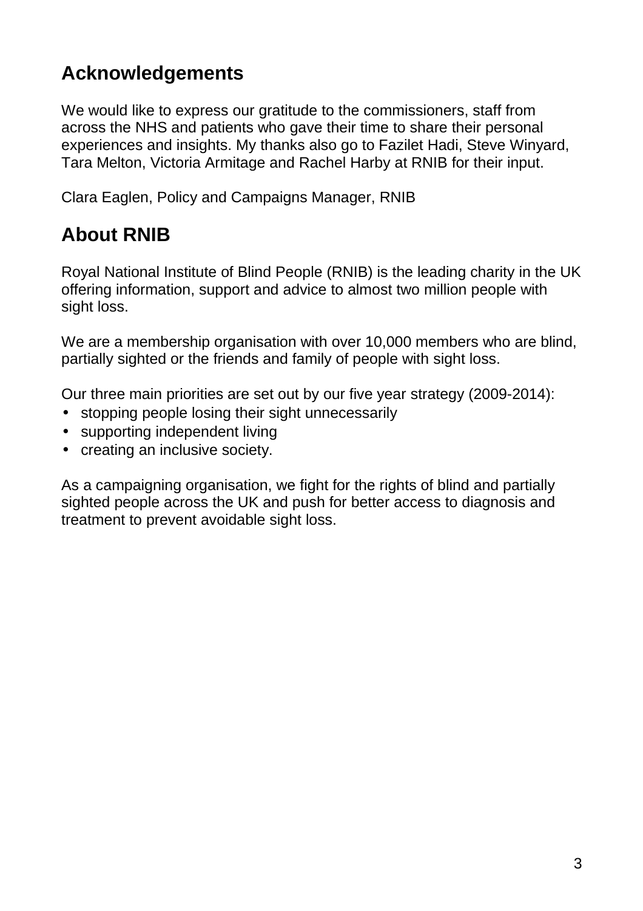## Acknowledgements

We would like to express our gratitude to the commissioners, staff from across the NHS and patients who gave their time to share their personal experiences and insights. My thanks also go to Fazilet Hadi, Steve Winyard, Tara Melton, Victoria Armitage and Rachel Harby at RNIB for their input.

Clara Eaglen, Policy and Campaigns Manager, RNIB

## About RNIB

Royal National Institute of Blind People (RNIB) is the leading charity in the UK offering information, support and advice to almost two million people with sight loss.

We are a membership organisation with over 10,000 members who are blind, partially sighted or the friends and family of people with sight loss.

Our three main priorities are set out by our five year strategy (2009-2014):

- stopping people losing their sight unnecessarily
- supporting independent living
- creating an inclusive society.

As a campaigning organisation, we fight for the rights of blind and partially sighted people across the UK and push for better access to diagnosis and treatment to prevent avoidable sight loss.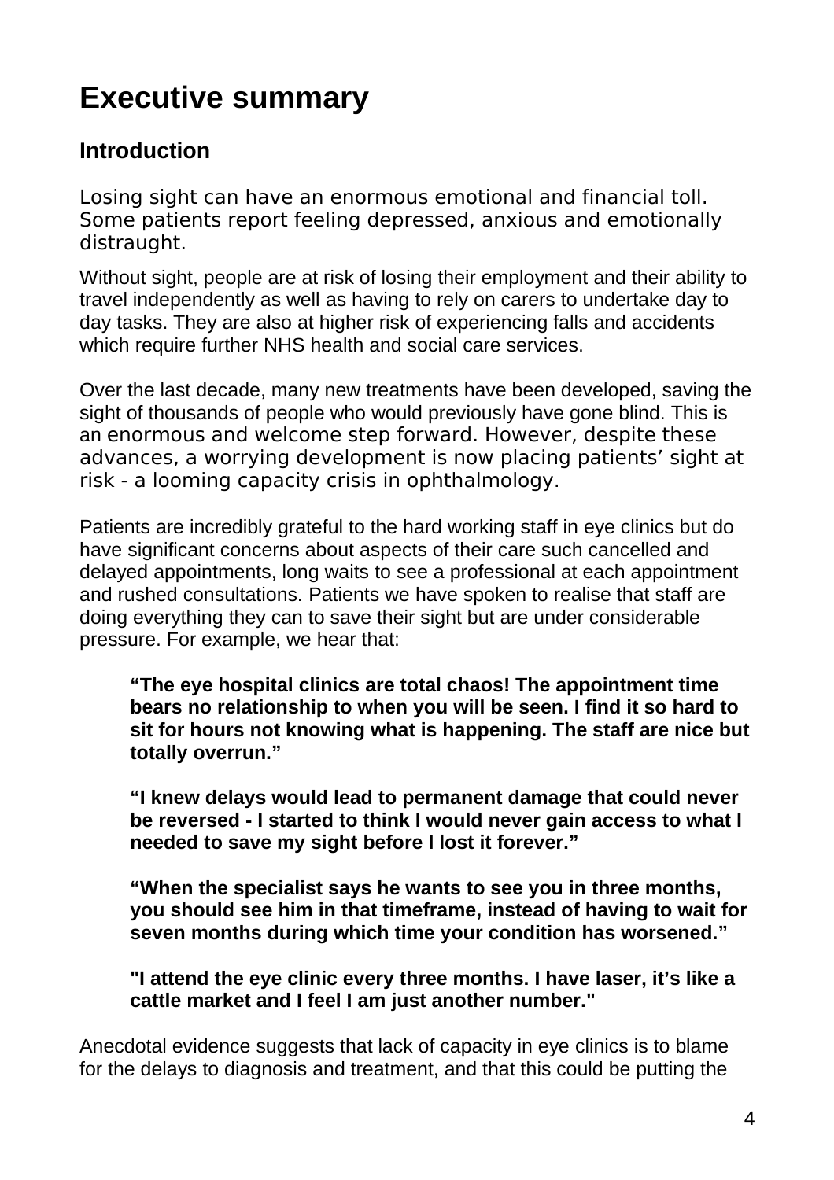# Executive summary

## Introduction

Losing sight can have an enormous emotional and financial toll. Some patients report feeling depressed, anxious and emotionally distraught.

Without sight, people are at risk of losing their employment and their ability to travel independently as well as having to rely on carers to undertake day to day tasks. They are also at higher risk of experiencing falls and accidents which require further NHS health and social care services.

Over the last decade, many new treatments have been developed, saving the sight of thousands of people who would previously have gone blind. This is an enormous and welcome step forward. However, despite these advances, a worrying development is now placing patients' sight at risk - a looming capacity crisis in ophthalmology.

Patients are incredibly grateful to the hard working staff in eye clinics but do have significant concerns about aspects of their care such cancelled and delayed appointments, long waits to see a professional at each appointment and rushed consultations. Patients we have spoken to realise that staff are doing everything they can to save their sight but are under considerable pressure. For example, we hear that:

> **"The eye hospital clinics are total chaos! The appointment time bears no relationship to when you will be seen. I find it so hard to sit for hours not knowing what is happening. The staff are nice but totally overrun."**

> **"I knew delays would lead to permanent damage that could never be reversed - I started to think I would never gain access to what I needed to save my sight before I lost it forever."**

> **"When the specialist says he wants to see you in three months, you should see him in that timeframe, instead of having to wait for seven months during which time your condition has worsened."**

> **"I attend the eye clinic every three months. I have laser, it's like a cattle market and I feel I am just another number."**

Anecdotal evidence suggests that lack of capacity in eye clinics is to blame for the delays to diagnosis and treatment, and that this could be putting the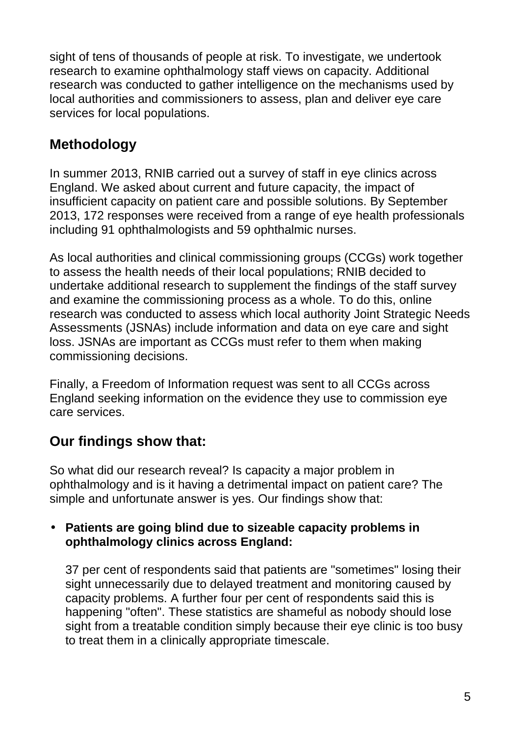sight of tens of thousands of people at risk. To investigate, we undertook research to examine ophthalmology staff views on capacity. Additional research was conducted to gather intelligence on the mechanisms used by local authorities and commissioners to assess, plan and deliver eye care services for local populations.

## Methodology

In summer 2013, RNIB carried out a survey of staff in eye clinics across England. We asked about current and future capacity, the impact of insufficient capacity on patient care and possible solutions. By September 2013, 172 responses were received from a range of eye health professionals including 91 ophthalmologists and 59 ophthalmic nurses.

As local authorities and clinical commissioning groups (CCGs) work together to assess the health needs of their local populations; RNIB decided to undertake additional research to supplement the findings of the staff survey and examine the commissioning process as a whole. To do this, online research was conducted to assess which local authority Joint Strategic Needs Assessments (JSNAs) include information and data on eye care and sight loss. JSNAs are important as CCGs must refer to them when making commissioning decisions.

Finally, a Freedom of Information request was sent to all CCGs across England seeking information on the evidence they use to commission eye care services.

## Our findings show that:

So what did our research reveal? Is capacity a major problem in ophthalmology and is it having a detrimental impact on patient care? The simple and unfortunate answer is yes. Our findings show that:

- **Patients are going blind due to sizeable capacity problems in ophthalmology clinics across England:**

  37 per cent of respondents said that patients are "sometimes" losing their sight unnecessarily due to delayed treatment and monitoring caused by capacity problems. A further four per cent of respondents said this is happening "often". These statistics are shameful as nobody should lose sight from a treatable condition simply because their eye clinic is too busy to treat them in a clinically appropriate timescale.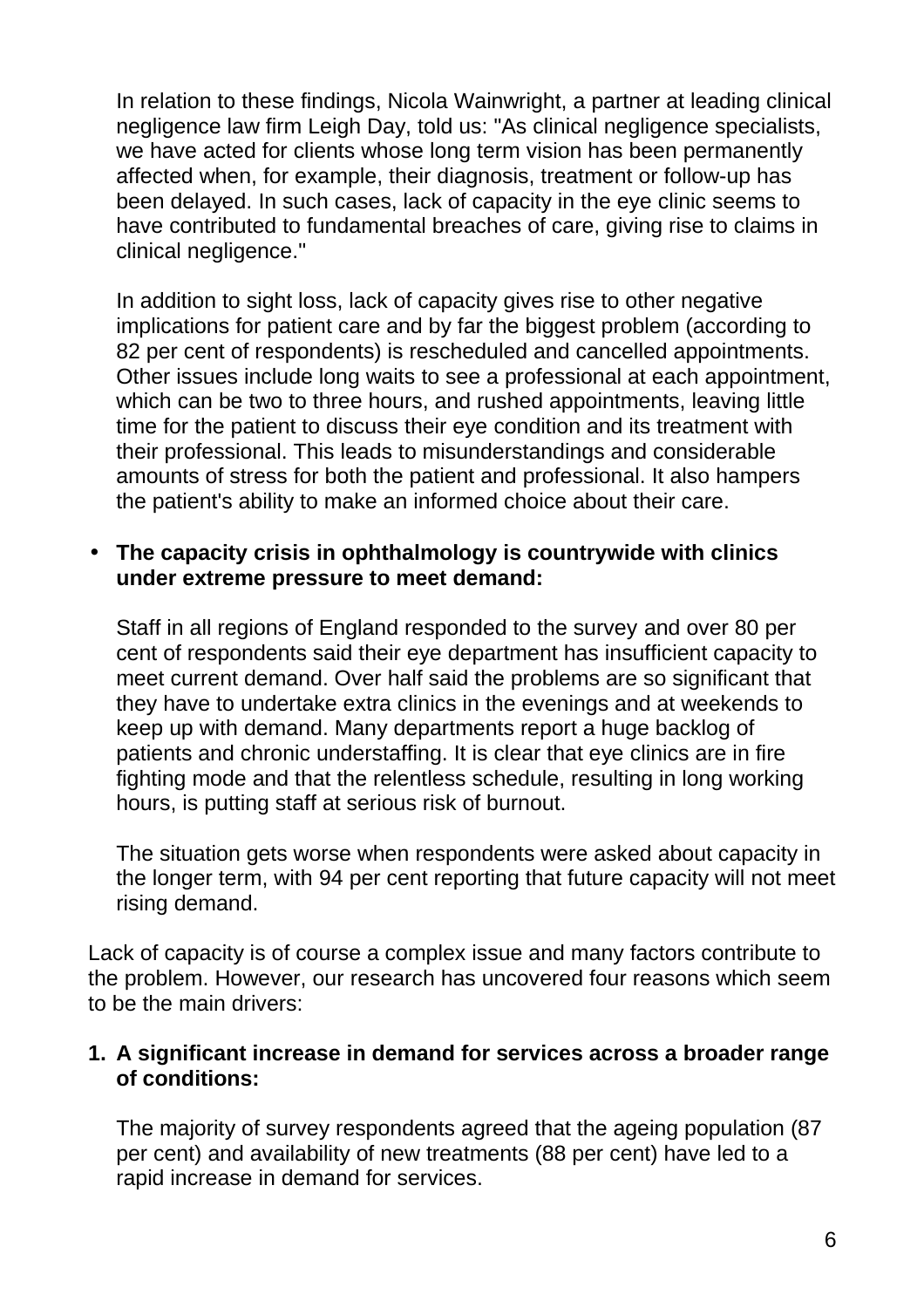In relation to these findings, Nicola Wainwright, a partner at leading clinical negligence law firm Leigh Day, told us: "As clinical negligence specialists, we have acted for clients whose long term vision has been permanently affected when, for example, their diagnosis, treatment or follow-up has been delayed. In such cases, lack of capacity in the eye clinic seems to have contributed to fundamental breaches of care, giving rise to claims in clinical negligence."

In addition to sight loss, lack of capacity gives rise to other negative implications for patient care and by far the biggest problem (according to 82 per cent of respondents) is rescheduled and cancelled appointments. Other issues include long waits to see a professional at each appointment, which can be two to three hours, and rushed appointments, leaving little time for the patient to discuss their eye condition and its treatment with their professional. This leads to misunderstandings and considerable amounts of stress for both the patient and professional. It also hampers the patient's ability to make an informed choice about their care.

- **The capacity crisis in ophthalmology is countrywide with clinics under extreme pressure to meet demand:**

  Staff in all regions of England responded to the survey and over 80 per cent of respondents said their eye department has insufficient capacity to meet current demand. Over half said the problems are so significant that they have to undertake extra clinics in the evenings and at weekends to keep up with demand. Many departments report a huge backlog of patients and chronic understaffing. It is clear that eye clinics are in fire fighting mode and that the relentless schedule, resulting in long working hours, is putting staff at serious risk of burnout.

  The situation gets worse when respondents were asked about capacity in the longer term, with 94 per cent reporting that future capacity will not meet rising demand.

Lack of capacity is of course a complex issue and many factors contribute to the problem. However, our research has uncovered four reasons which seem to be the main drivers:

1. **A significant increase in demand for services across a broader range of conditions:**

   The majority of survey respondents agreed that the ageing population (87 per cent) and availability of new treatments (88 per cent) have led to a rapid increase in demand for services.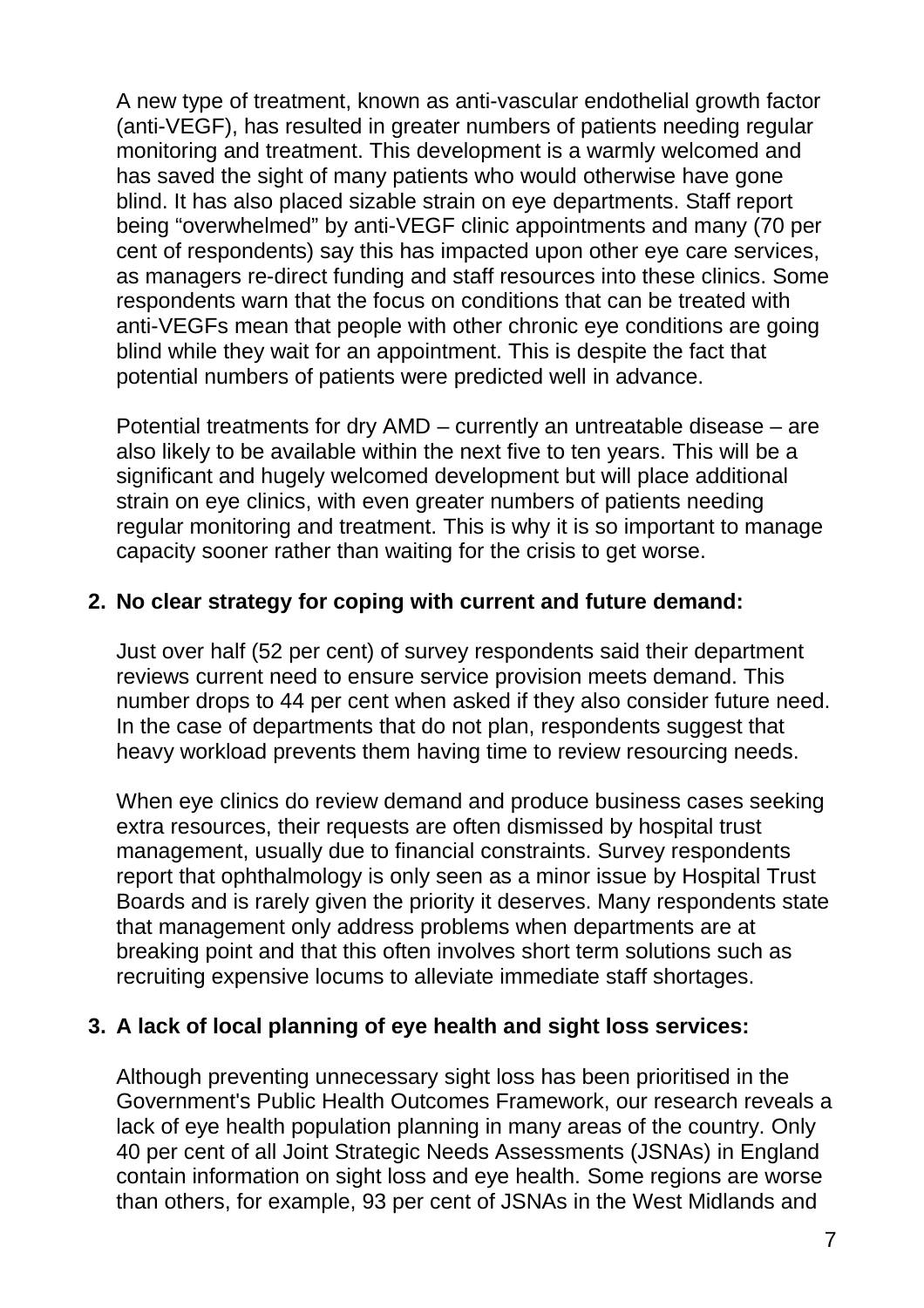A new type of treatment, known as anti-vascular endothelial growth factor (anti-VEGF), has resulted in greater numbers of patients needing regular monitoring and treatment. This development is a warmly welcomed and has saved the sight of many patients who would otherwise have gone blind. It has also placed sizable strain on eye departments. Staff report being "overwhelmed" by anti-VEGF clinic appointments and many (70 per cent of respondents) say this has impacted upon other eye care services, as managers re-direct funding and staff resources into these clinics. Some respondents warn that the focus on conditions that can be treated with anti-VEGFs mean that people with other chronic eye conditions are going blind while they wait for an appointment. This is despite the fact that potential numbers of patients were predicted well in advance.

Potential treatments for dry AMD – currently an untreatable disease – are also likely to be available within the next five to ten years. This will be a significant and hugely welcomed development but will place additional strain on eye clinics, with even greater numbers of patients needing regular monitoring and treatment. This is why it is so important to manage capacity sooner rather than waiting for the crisis to get worse.

**2. No clear strategy for coping with current and future demand:**

Just over half (52 per cent) of survey respondents said their department reviews current need to ensure service provision meets demand. This number drops to 44 per cent when asked if they also consider future need. In the case of departments that do not plan, respondents suggest that heavy workload prevents them having time to review resourcing needs.

When eye clinics do review demand and produce business cases seeking extra resources, their requests are often dismissed by hospital trust management, usually due to financial constraints. Survey respondents report that ophthalmology is only seen as a minor issue by Hospital Trust Boards and is rarely given the priority it deserves. Many respondents state that management only address problems when departments are at breaking point and that this often involves short term solutions such as recruiting expensive locums to alleviate immediate staff shortages.

**3. A lack of local planning of eye health and sight loss services:**

Although preventing unnecessary sight loss has been prioritised in the Government's Public Health Outcomes Framework, our research reveals a lack of eye health population planning in many areas of the country. Only 40 per cent of all Joint Strategic Needs Assessments (JSNAs) in England contain information on sight loss and eye health. Some regions are worse than others, for example, 93 per cent of JSNAs in the West Midlands and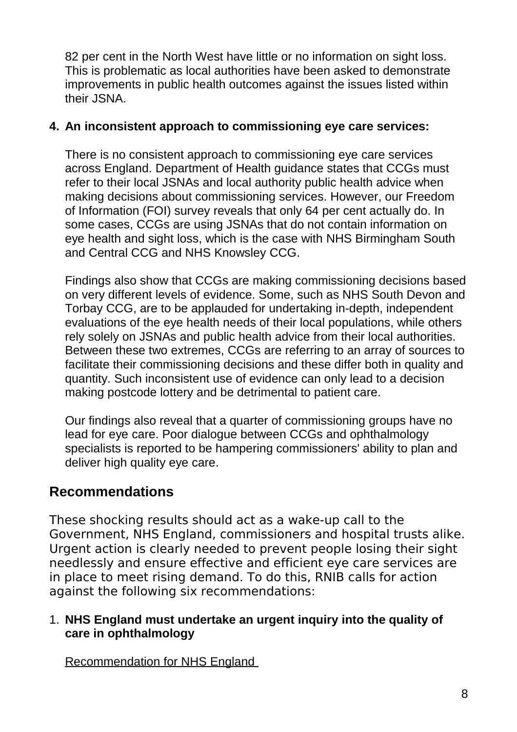82 per cent in the North West have little or no information on sight loss. This is problematic as local authorities have been asked to demonstrate improvements in public health outcomes against the issues listed within their JSNA.

4. **An inconsistent approach to commissioning eye care services:**

   There is no consistent approach to commissioning eye care services across England. Department of Health guidance states that CCGs must refer to their local JSNAs and local authority public health advice when making decisions about commissioning services. However, our Freedom of Information (FOI) survey reveals that only 64 per cent actually do. In some cases, CCGs are using JSNAs that do not contain information on eye health and sight loss, which is the case with NHS Birmingham South and Central CCG and NHS Knowsley CCG.

   Findings also show that CCGs are making commissioning decisions based on very different levels of evidence. Some, such as NHS South Devon and Torbay CCG, are to be applauded for undertaking in-depth, independent evaluations of the eye health needs of their local populations, while others rely solely on JSNAs and public health advice from their local authorities. Between these two extremes, CCGs are referring to an array of sources to facilitate their commissioning decisions and these differ both in quality and quantity. Such inconsistent use of evidence can only lead to a decision making postcode lottery and be detrimental to patient care.

   Our findings also reveal that a quarter of commissioning groups have no lead for eye care. Poor dialogue between CCGs and ophthalmology specialists is reported to be hampering commissioners' ability to plan and deliver high quality eye care.

## Recommendations

These shocking results should act as a wake-up call to the Government, NHS England, commissioners and hospital trusts alike. Urgent action is clearly needed to prevent people losing their sight needlessly and ensure effective and efficient eye care services are in place to meet rising demand. To do this, RNIB calls for action against the following six recommendations:

1. **NHS England must undertake an urgent inquiry into the quality of care in ophthalmology**

   Recommendation for NHS England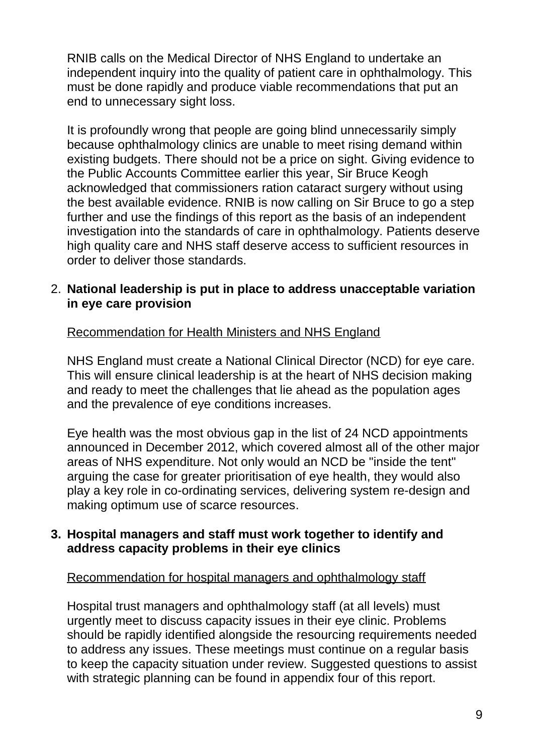RNIB calls on the Medical Director of NHS England to undertake an independent inquiry into the quality of patient care in ophthalmology. This must be done rapidly and produce viable recommendations that put an end to unnecessary sight loss.

It is profoundly wrong that people are going blind unnecessarily simply because ophthalmology clinics are unable to meet rising demand within existing budgets. There should not be a price on sight. Giving evidence to the Public Accounts Committee earlier this year, Sir Bruce Keogh acknowledged that commissioners ration cataract surgery without using the best available evidence. RNIB is now calling on Sir Bruce to go a step further and use the findings of this report as the basis of an independent investigation into the standards of care in ophthalmology. Patients deserve high quality care and NHS staff deserve access to sufficient resources in order to deliver those standards.

2. **National leadership is put in place to address unacceptable variation in eye care provision**

   <u>Recommendation for Health Ministers and NHS England</u>

   NHS England must create a National Clinical Director (NCD) for eye care. This will ensure clinical leadership is at the heart of NHS decision making and ready to meet the challenges that lie ahead as the population ages and the prevalence of eye conditions increases.

   Eye health was the most obvious gap in the list of 24 NCD appointments announced in December 2012, which covered almost all of the other major areas of NHS expenditure. Not only would an NCD be "inside the tent" arguing the case for greater prioritisation of eye health, they would also play a key role in co-ordinating services, delivering system re-design and making optimum use of scarce resources.

3. **Hospital managers and staff must work together to identify and address capacity problems in their eye clinics**

   <u>Recommendation for hospital managers and ophthalmology staff</u>

   Hospital trust managers and ophthalmology staff (at all levels) must urgently meet to discuss capacity issues in their eye clinic. Problems should be rapidly identified alongside the resourcing requirements needed to address any issues. These meetings must continue on a regular basis to keep the capacity situation under review. Suggested questions to assist with strategic planning can be found in appendix four of this report.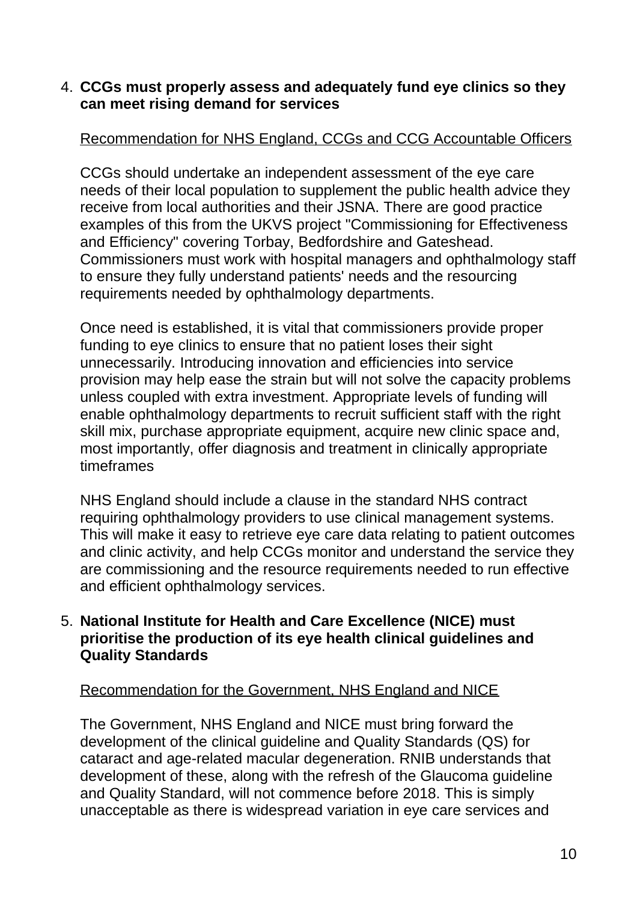4. **CCGs must properly assess and adequately fund eye clinics so they can meet rising demand for services**

   Recommendation for NHS England, CCGs and CCG Accountable Officers

   CCGs should undertake an independent assessment of the eye care needs of their local population to supplement the public health advice they receive from local authorities and their JSNA. There are good practice examples of this from the UKVS project "Commissioning for Effectiveness and Efficiency" covering Torbay, Bedfordshire and Gateshead. Commissioners must work with hospital managers and ophthalmology staff to ensure they fully understand patients' needs and the resourcing requirements needed by ophthalmology departments.

   Once need is established, it is vital that commissioners provide proper funding to eye clinics to ensure that no patient loses their sight unnecessarily. Introducing innovation and efficiencies into service provision may help ease the strain but will not solve the capacity problems unless coupled with extra investment. Appropriate levels of funding will enable ophthalmology departments to recruit sufficient staff with the right skill mix, purchase appropriate equipment, acquire new clinic space and, most importantly, offer diagnosis and treatment in clinically appropriate timeframes

   NHS England should include a clause in the standard NHS contract requiring ophthalmology providers to use clinical management systems. This will make it easy to retrieve eye care data relating to patient outcomes and clinic activity, and help CCGs monitor and understand the service they are commissioning and the resource requirements needed to run effective and efficient ophthalmology services.

5. **National Institute for Health and Care Excellence (NICE) must prioritise the production of its eye health clinical guidelines and Quality Standards**

   Recommendation for the Government, NHS England and NICE

   The Government, NHS England and NICE must bring forward the development of the clinical guideline and Quality Standards (QS) for cataract and age-related macular degeneration. RNIB understands that development of these, along with the refresh of the Glaucoma guideline and Quality Standard, will not commence before 2018. This is simply unacceptable as there is widespread variation in eye care services and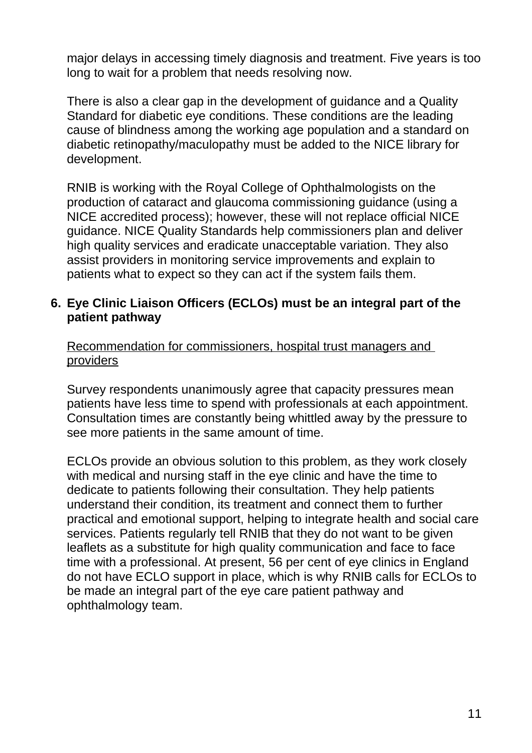major delays in accessing timely diagnosis and treatment. Five years is too long to wait for a problem that needs resolving now.

There is also a clear gap in the development of guidance and a Quality Standard for diabetic eye conditions. These conditions are the leading cause of blindness among the working age population and a standard on diabetic retinopathy/maculopathy must be added to the NICE library for development.

RNIB is working with the Royal College of Ophthalmologists on the production of cataract and glaucoma commissioning guidance (using a NICE accredited process); however, these will not replace official NICE guidance. NICE Quality Standards help commissioners plan and deliver high quality services and eradicate unacceptable variation. They also assist providers in monitoring service improvements and explain to patients what to expect so they can act if the system fails them.

**6. Eye Clinic Liaison Officers (ECLOs) must be an integral part of the patient pathway**

<u>Recommendation for commissioners, hospital trust managers and providers</u>

Survey respondents unanimously agree that capacity pressures mean patients have less time to spend with professionals at each appointment. Consultation times are constantly being whittled away by the pressure to see more patients in the same amount of time.

ECLOs provide an obvious solution to this problem, as they work closely with medical and nursing staff in the eye clinic and have the time to dedicate to patients following their consultation. They help patients understand their condition, its treatment and connect them to further practical and emotional support, helping to integrate health and social care services. Patients regularly tell RNIB that they do not want to be given leaflets as a substitute for high quality communication and face to face time with a professional. At present, 56 per cent of eye clinics in England do not have ECLO support in place, which is why RNIB calls for ECLOs to be made an integral part of the eye care patient pathway and ophthalmology team.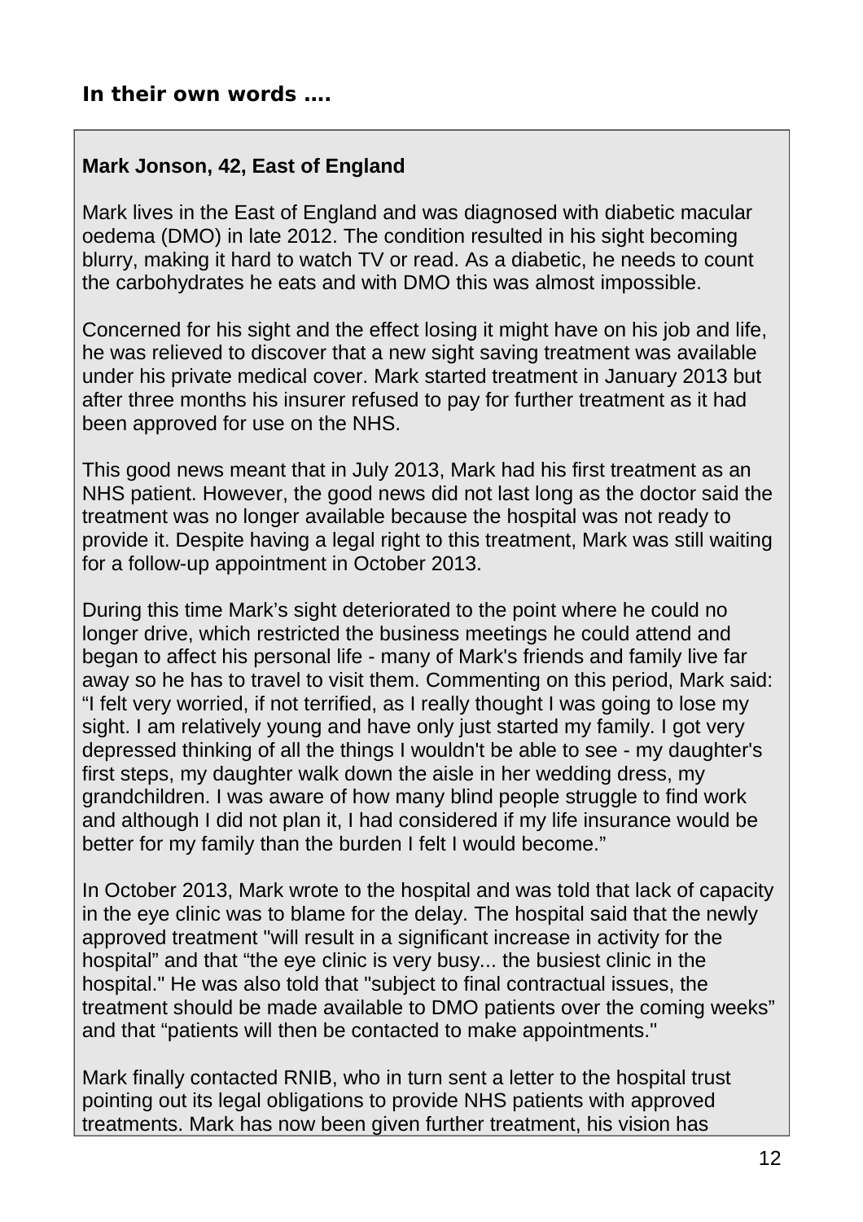**In their own words ….**

**Mark Jonson, 42, East of England**

Mark lives in the East of England and was diagnosed with diabetic macular oedema (DMO) in late 2012. The condition resulted in his sight becoming blurry, making it hard to watch TV or read. As a diabetic, he needs to count the carbohydrates he eats and with DMO this was almost impossible.

Concerned for his sight and the effect losing it might have on his job and life, he was relieved to discover that a new sight saving treatment was available under his private medical cover. Mark started treatment in January 2013 but after three months his insurer refused to pay for further treatment as it had been approved for use on the NHS.

This good news meant that in July 2013, Mark had his first treatment as an NHS patient. However, the good news did not last long as the doctor said the treatment was no longer available because the hospital was not ready to provide it. Despite having a legal right to this treatment, Mark was still waiting for a follow-up appointment in October 2013.

During this time Mark's sight deteriorated to the point where he could no longer drive, which restricted the business meetings he could attend and began to affect his personal life - many of Mark's friends and family live far away so he has to travel to visit them. Commenting on this period, Mark said: "I felt very worried, if not terrified, as I really thought I was going to lose my sight. I am relatively young and have only just started my family. I got very depressed thinking of all the things I wouldn't be able to see - my daughter's first steps, my daughter walk down the aisle in her wedding dress, my grandchildren. I was aware of how many blind people struggle to find work and although I did not plan it, I had considered if my life insurance would be better for my family than the burden I felt I would become."

In October 2013, Mark wrote to the hospital and was told that lack of capacity in the eye clinic was to blame for the delay. The hospital said that the newly approved treatment "will result in a significant increase in activity for the hospital" and that "the eye clinic is very busy... the busiest clinic in the hospital." He was also told that "subject to final contractual issues, the treatment should be made available to DMO patients over the coming weeks" and that "patients will then be contacted to make appointments."

Mark finally contacted RNIB, who in turn sent a letter to the hospital trust pointing out its legal obligations to provide NHS patients with approved treatments. Mark has now been given further treatment, his vision has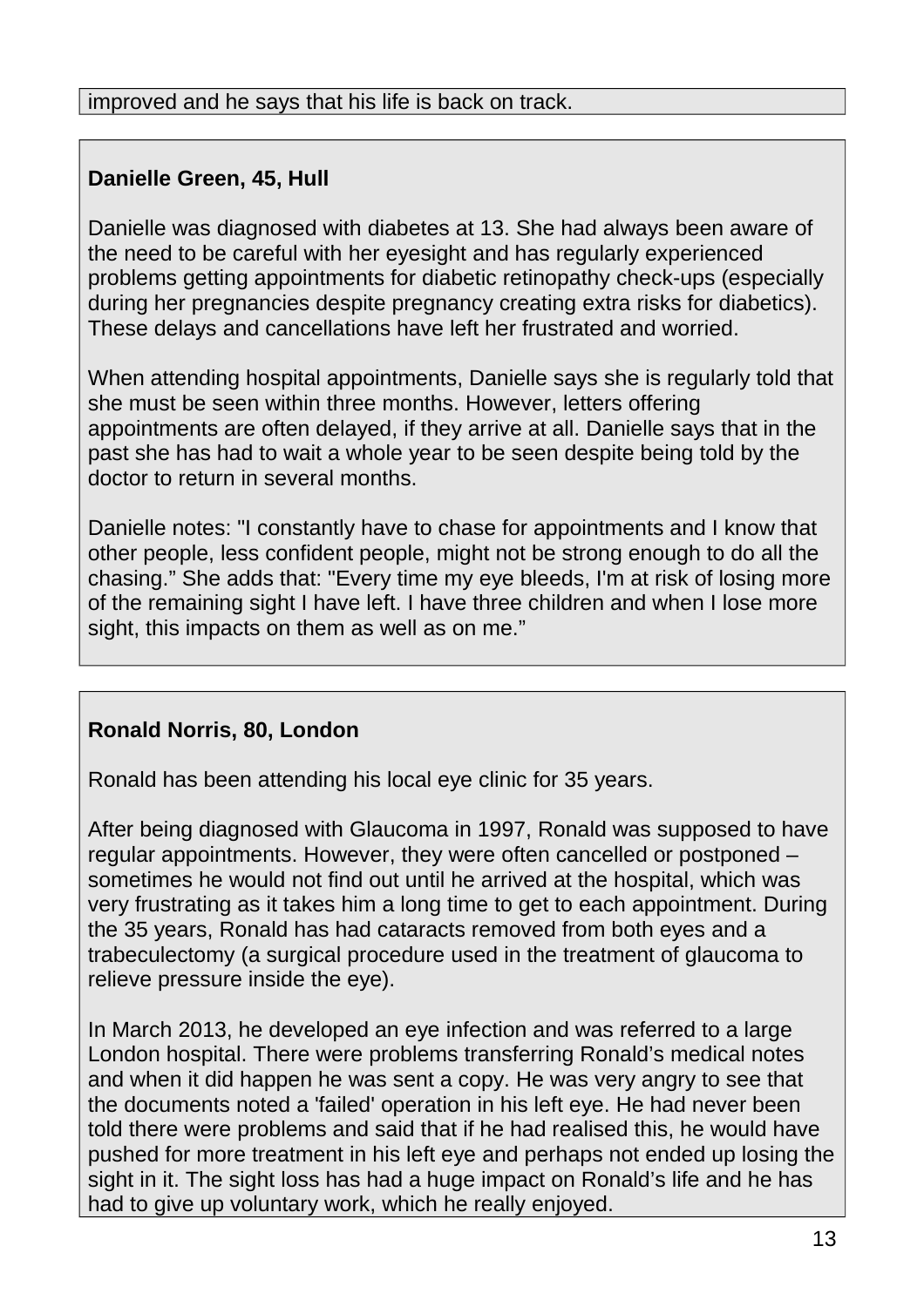improved and he says that his life is back on track.

**Danielle Green, 45, Hull**

Danielle was diagnosed with diabetes at 13. She had always been aware of the need to be careful with her eyesight and has regularly experienced problems getting appointments for diabetic retinopathy check-ups (especially during her pregnancies despite pregnancy creating extra risks for diabetics). These delays and cancellations have left her frustrated and worried.

When attending hospital appointments, Danielle says she is regularly told that she must be seen within three months. However, letters offering appointments are often delayed, if they arrive at all. Danielle says that in the past she has had to wait a whole year to be seen despite being told by the doctor to return in several months.

Danielle notes: "I constantly have to chase for appointments and I know that other people, less confident people, might not be strong enough to do all the chasing." She adds that: "Every time my eye bleeds, I'm at risk of losing more of the remaining sight I have left. I have three children and when I lose more sight, this impacts on them as well as on me."

**Ronald Norris, 80, London**

Ronald has been attending his local eye clinic for 35 years.

After being diagnosed with Glaucoma in 1997, Ronald was supposed to have regular appointments. However, they were often cancelled or postponed – sometimes he would not find out until he arrived at the hospital, which was very frustrating as it takes him a long time to get to each appointment. During the 35 years, Ronald has had cataracts removed from both eyes and a trabeculectomy (a surgical procedure used in the treatment of glaucoma to relieve pressure inside the eye).

In March 2013, he developed an eye infection and was referred to a large London hospital. There were problems transferring Ronald's medical notes and when it did happen he was sent a copy. He was very angry to see that the documents noted a 'failed' operation in his left eye. He had never been told there were problems and said that if he had realised this, he would have pushed for more treatment in his left eye and perhaps not ended up losing the sight in it. The sight loss has had a huge impact on Ronald's life and he has had to give up voluntary work, which he really enjoyed.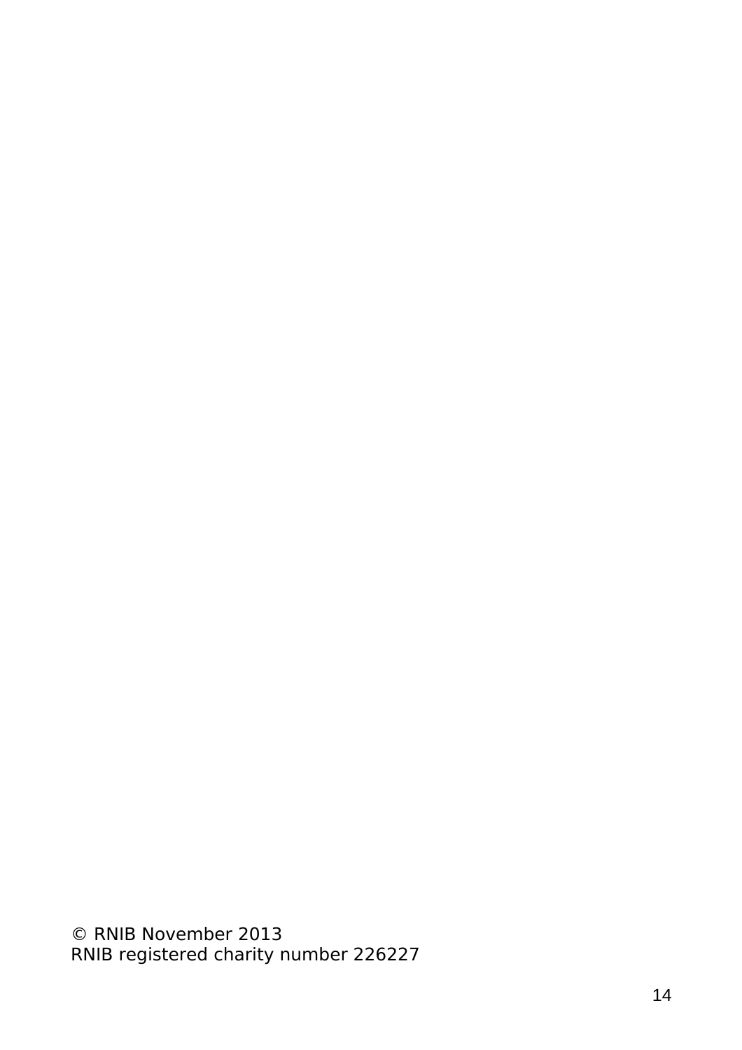© RNIB November 2013
RNIB registered charity number 226227